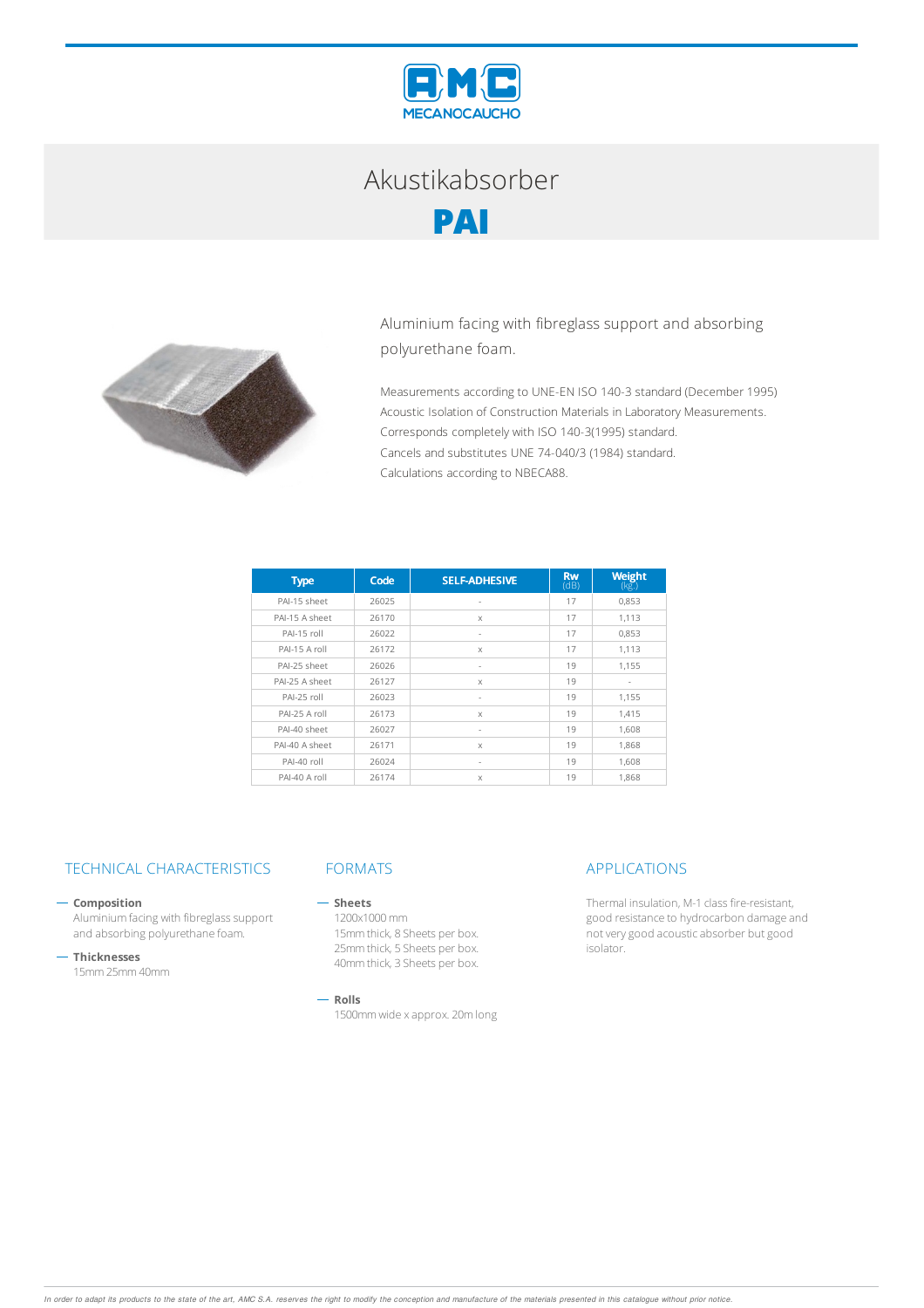# Akustikabsorber

# PAI

Aluminium facing with fibreglass support and absorbing polyurethane foam.

Measurements according to UNE-EN ISO 140-3 standard (December 1995)
Acoustic Isolation of Construction Materials in Laboratory Measurements.
Corresponds completely with ISO 140-3(1995) standard.
Cancels and substitutes UNE 74-040/3 (1984) standard.
Calculations according to NBECA88.

| Type | Code | SELF-ADHESIVE | Rw (dB) | Weight (kg.) |
|---|---|---|---|---|
| PAI-15 sheet | 26025 | - | 17 | 0,853 |
| PAI-15 A sheet | 26170 | x | 17 | 1,113 |
| PAI-15 roll | 26022 | - | 17 | 0,853 |
| PAI-15 A roll | 26172 | x | 17 | 1,113 |
| PAI-25 sheet | 26026 | - | 19 | 1,155 |
| PAI-25 A sheet | 26127 | x | 19 | - |
| PAI-25 roll | 26023 | - | 19 | 1,155 |
| PAI-25 A roll | 26173 | x | 19 | 1,415 |
| PAI-40 sheet | 26027 | - | 19 | 1,608 |
| PAI-40 A sheet | 26171 | x | 19 | 1,868 |
| PAI-40 roll | 26024 | - | 19 | 1,608 |
| PAI-40 A roll | 26174 | x | 19 | 1,868 |

## TECHNICAL CHARACTERISTICS

- **Composition**
  Aluminium facing with fibreglass support and absorbing polyurethane foam.
- **Thicknesses**
  15mm 25mm 40mm

## FORMATS

- **Sheets**
  1200x1000 mm
  15mm thick, 8 Sheets per box.
  25mm thick, 5 Sheets per box.
  40mm thick, 3 Sheets per box.
- **Rolls**
  1500mm wide x approx. 20m long

## APPLICATIONS

Thermal insulation, M-1 class fire-resistant, good resistance to hydrocarbon damage and not very good acoustic absorber but good isolator.

*In order to adapt its products to the state of the art, AMC S.A. reserves the right to modify the conception and manufacture of the materials presented in this catalogue without prior notice.*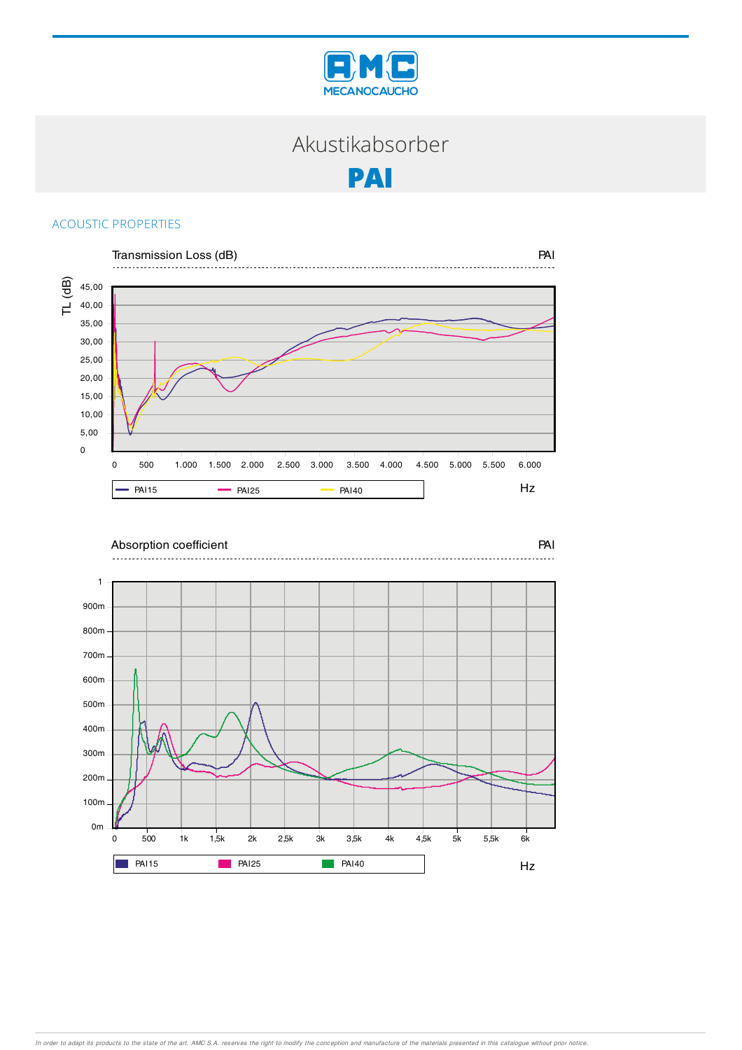# Akustikabsorber

# PAI

## ACOUSTIC PROPERTIES

Transmission Loss (dB)

PAI

TL (dB)

45,00
40,00
35,00
30,00
25,00
20,00
15,00
10,00
5,00
0

0 500 1.000 1.500 2.000 2.500 3.000 3.500 4.000 4.500 5.000 5.500 6.000

PAI15 PAI25 PAI40

Hz

Absorption coefficient

PAI

1
900m
800m
700m
600m
500m
400m
300m
200m
100m
0m

0 500 1k 1,5k 2k 2,5k 3k 3,5k 4k 4,5k 5k 5,5k 6k

PAI15 PAI25 PAI40

Hz

*In order to adapt its products to the state of the art, AMC S.A. reserves the right to modify the conception and manufacture of the materials presented in this catalogue without prior notice.*